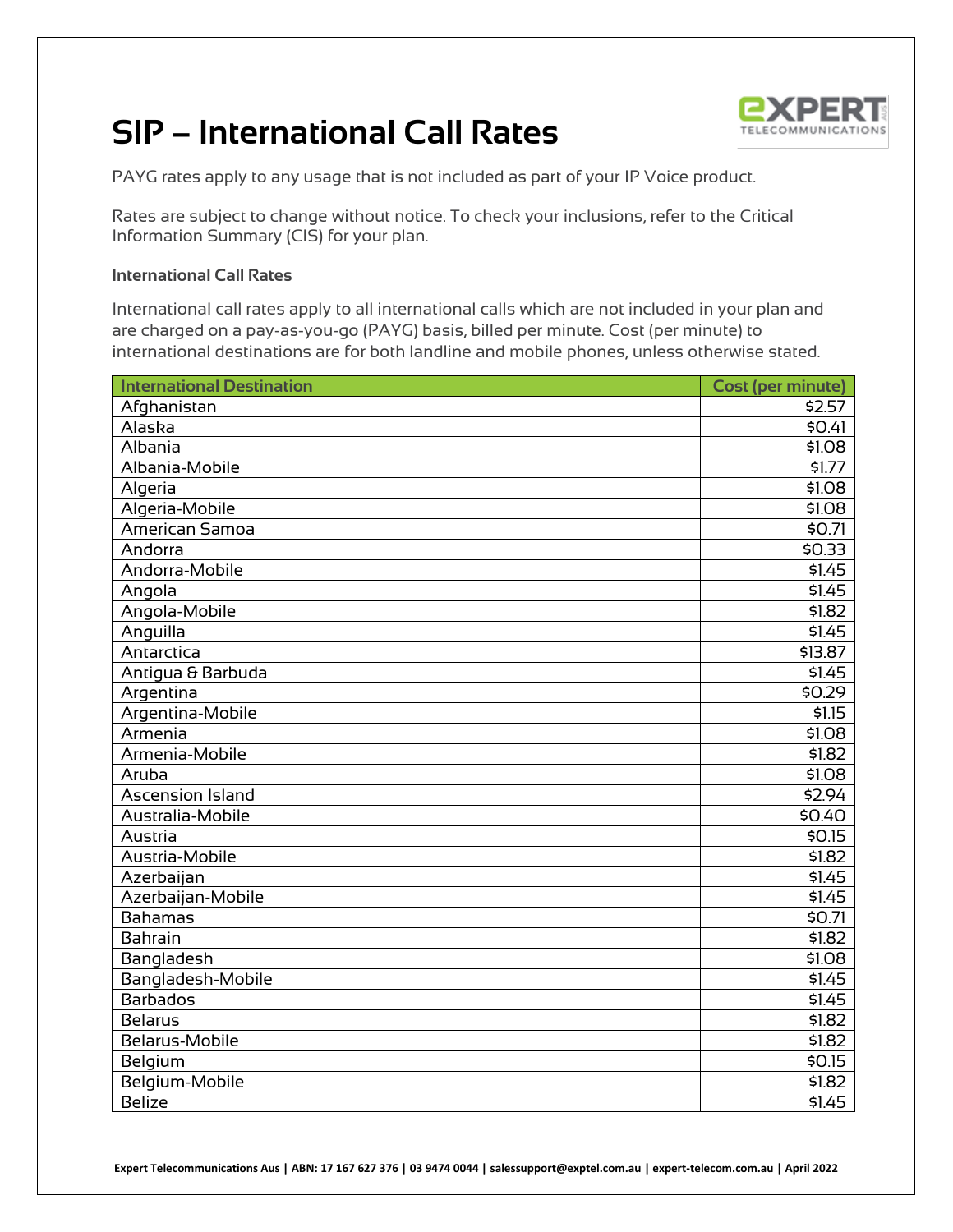# SIP – International Call Rates

PAYG rates apply to any usage that is not included as part of your IP Voice product.

Rates are subject to change without notice. To check your inclusions, refer to the Critical Information Summary (CIS) for your plan.

### International Call Rates

International call rates apply to all international calls which are not included in your plan and are charged on a pay-as-you-go (PAYG) basis, billed per minute. Cost (per minute) to international destinations are for both landline and mobile phones, unless otherwise stated.

| International Destination | Cost (per minute) |
|---|---:|
| Afghanistan | $2.57 |
| Alaska | $0.41 |
| Albania | $1.08 |
| Albania-Mobile | $1.77 |
| Algeria | $1.08 |
| Algeria-Mobile | $1.08 |
| American Samoa | $0.71 |
| Andorra | $0.33 |
| Andorra-Mobile | $1.45 |
| Angola | $1.45 |
| Angola-Mobile | $1.82 |
| Anguilla | $1.45 |
| Antarctica | $13.87 |
| Antigua & Barbuda | $1.45 |
| Argentina | $0.29 |
| Argentina-Mobile | $1.15 |
| Armenia | $1.08 |
| Armenia-Mobile | $1.82 |
| Aruba | $1.08 |
| Ascension Island | $2.94 |
| Australia-Mobile | $0.40 |
| Austria | $0.15 |
| Austria-Mobile | $1.82 |
| Azerbaijan | $1.45 |
| Azerbaijan-Mobile | $1.45 |
| Bahamas | $0.71 |
| Bahrain | $1.82 |
| Bangladesh | $1.08 |
| Bangladesh-Mobile | $1.45 |
| Barbados | $1.45 |
| Belarus | $1.82 |
| Belarus-Mobile | $1.82 |
| Belgium | $0.15 |
| Belgium-Mobile | $1.82 |
| Belize | $1.45 |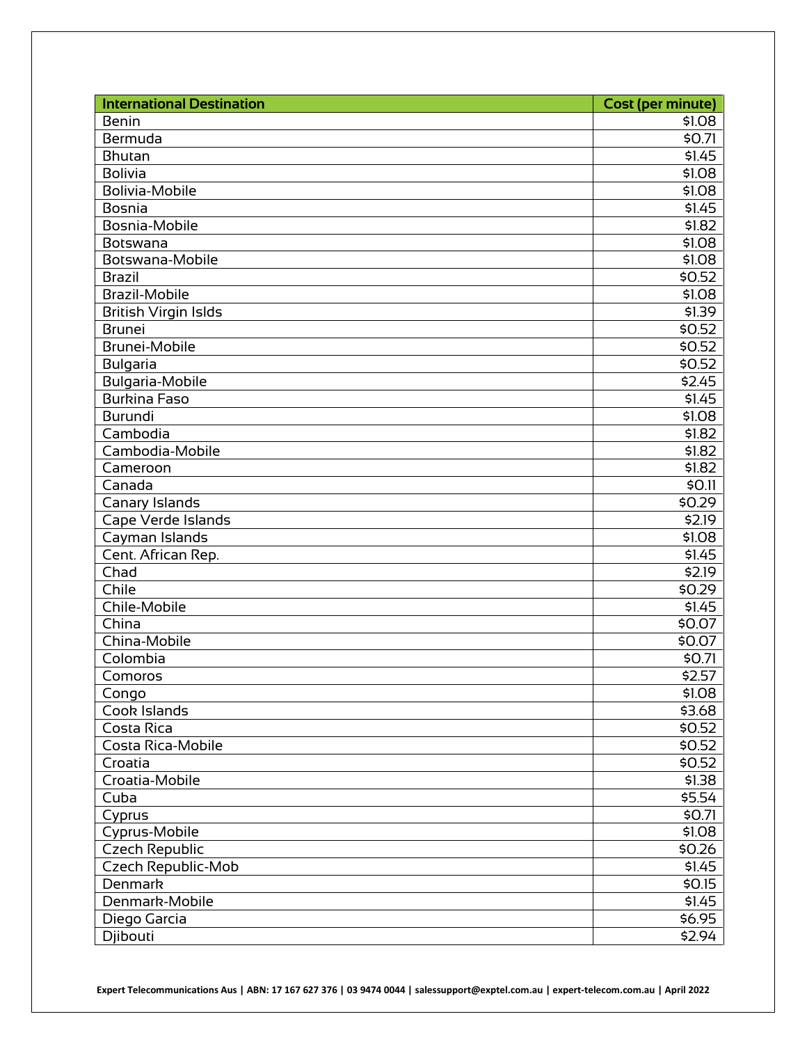| International Destination | Cost (per minute) |
|---|---|
| Benin | $1.08 |
| Bermuda | $0.71 |
| Bhutan | $1.45 |
| Bolivia | $1.08 |
| Bolivia-Mobile | $1.08 |
| Bosnia | $1.45 |
| Bosnia-Mobile | $1.82 |
| Botswana | $1.08 |
| Botswana-Mobile | $1.08 |
| Brazil | $0.52 |
| Brazil-Mobile | $1.08 |
| British Virgin Islds | $1.39 |
| Brunei | $0.52 |
| Brunei-Mobile | $0.52 |
| Bulgaria | $0.52 |
| Bulgaria-Mobile | $2.45 |
| Burkina Faso | $1.45 |
| Burundi | $1.08 |
| Cambodia | $1.82 |
| Cambodia-Mobile | $1.82 |
| Cameroon | $1.82 |
| Canada | $0.11 |
| Canary Islands | $0.29 |
| Cape Verde Islands | $2.19 |
| Cayman Islands | $1.08 |
| Cent. African Rep. | $1.45 |
| Chad | $2.19 |
| Chile | $0.29 |
| Chile-Mobile | $1.45 |
| China | $0.07 |
| China-Mobile | $0.07 |
| Colombia | $0.71 |
| Comoros | $2.57 |
| Congo | $1.08 |
| Cook Islands | $3.68 |
| Costa Rica | $0.52 |
| Costa Rica-Mobile | $0.52 |
| Croatia | $0.52 |
| Croatia-Mobile | $1.38 |
| Cuba | $5.54 |
| Cyprus | $0.71 |
| Cyprus-Mobile | $1.08 |
| Czech Republic | $0.26 |
| Czech Republic-Mob | $1.45 |
| Denmark | $0.15 |
| Denmark-Mobile | $1.45 |
| Diego Garcia | $6.95 |
| Djibouti | $2.94 |

Expert Telecommunications Aus | ABN: 17 167 627 376 | 03 9474 0044 | salessupport@exptel.com.au | expert-telecom.com.au | April 2022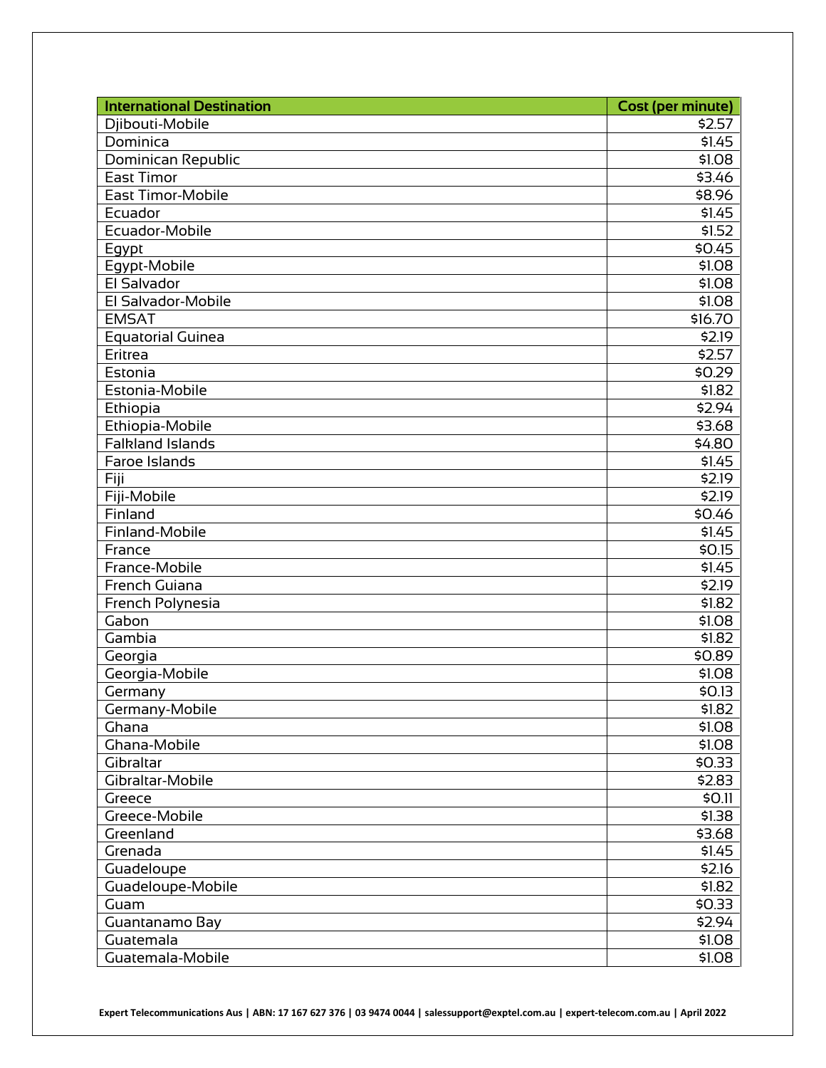| International Destination | Cost (per minute) |
| --- | --- |
| Djibouti-Mobile | $2.57 |
| Dominica | $1.45 |
| Dominican Republic | $1.08 |
| East Timor | $3.46 |
| East Timor-Mobile | $8.96 |
| Ecuador | $1.45 |
| Ecuador-Mobile | $1.52 |
| Egypt | $0.45 |
| Egypt-Mobile | $1.08 |
| El Salvador | $1.08 |
| El Salvador-Mobile | $1.08 |
| EMSAT | $16.70 |
| Equatorial Guinea | $2.19 |
| Eritrea | $2.57 |
| Estonia | $0.29 |
| Estonia-Mobile | $1.82 |
| Ethiopia | $2.94 |
| Ethiopia-Mobile | $3.68 |
| Falkland Islands | $4.80 |
| Faroe Islands | $1.45 |
| Fiji | $2.19 |
| Fiji-Mobile | $2.19 |
| Finland | $0.46 |
| Finland-Mobile | $1.45 |
| France | $0.15 |
| France-Mobile | $1.45 |
| French Guiana | $2.19 |
| French Polynesia | $1.82 |
| Gabon | $1.08 |
| Gambia | $1.82 |
| Georgia | $0.89 |
| Georgia-Mobile | $1.08 |
| Germany | $0.13 |
| Germany-Mobile | $1.82 |
| Ghana | $1.08 |
| Ghana-Mobile | $1.08 |
| Gibraltar | $0.33 |
| Gibraltar-Mobile | $2.83 |
| Greece | $0.11 |
| Greece-Mobile | $1.38 |
| Greenland | $3.68 |
| Grenada | $1.45 |
| Guadeloupe | $2.16 |
| Guadeloupe-Mobile | $1.82 |
| Guam | $0.33 |
| Guantanamo Bay | $2.94 |
| Guatemala | $1.08 |
| Guatemala-Mobile | $1.08 |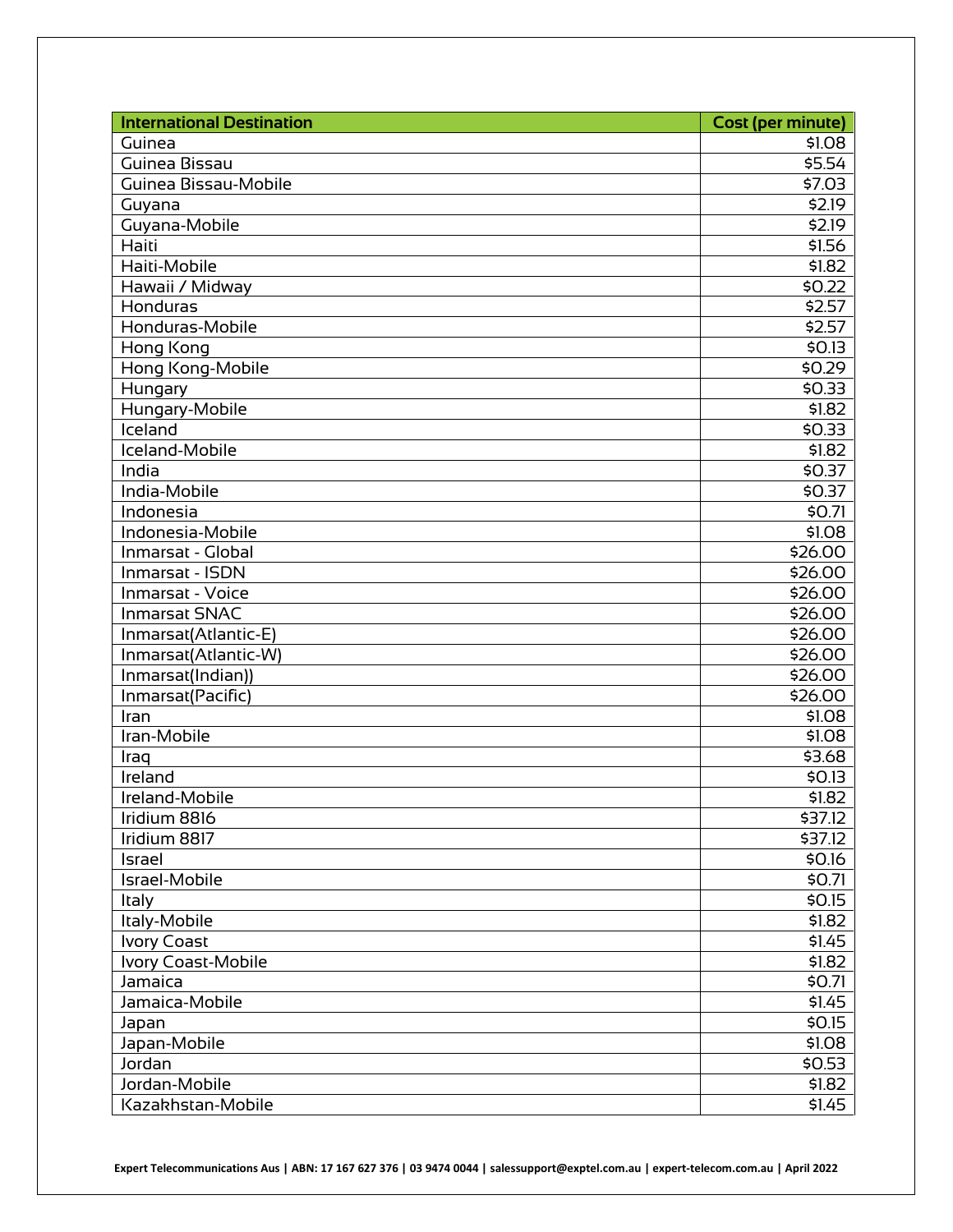| International Destination | Cost (per minute) |
|---|---|
| Guinea | $1.08 |
| Guinea Bissau | $5.54 |
| Guinea Bissau-Mobile | $7.03 |
| Guyana | $2.19 |
| Guyana-Mobile | $2.19 |
| Haiti | $1.56 |
| Haiti-Mobile | $1.82 |
| Hawaii / Midway | $0.22 |
| Honduras | $2.57 |
| Honduras-Mobile | $2.57 |
| Hong Kong | $0.13 |
| Hong Kong-Mobile | $0.29 |
| Hungary | $0.33 |
| Hungary-Mobile | $1.82 |
| Iceland | $0.33 |
| Iceland-Mobile | $1.82 |
| India | $0.37 |
| India-Mobile | $0.37 |
| Indonesia | $0.71 |
| Indonesia-Mobile | $1.08 |
| Inmarsat - Global | $26.00 |
| Inmarsat - ISDN | $26.00 |
| Inmarsat - Voice | $26.00 |
| Inmarsat SNAC | $26.00 |
| Inmarsat(Atlantic-E) | $26.00 |
| Inmarsat(Atlantic-W) | $26.00 |
| Inmarsat(Indian)) | $26.00 |
| Inmarsat(Pacific) | $26.00 |
| Iran | $1.08 |
| Iran-Mobile | $1.08 |
| Iraq | $3.68 |
| Ireland | $0.13 |
| Ireland-Mobile | $1.82 |
| Iridium 8816 | $37.12 |
| Iridium 8817 | $37.12 |
| Israel | $0.16 |
| Israel-Mobile | $0.71 |
| Italy | $0.15 |
| Italy-Mobile | $1.82 |
| Ivory Coast | $1.45 |
| Ivory Coast-Mobile | $1.82 |
| Jamaica | $0.71 |
| Jamaica-Mobile | $1.45 |
| Japan | $0.15 |
| Japan-Mobile | $1.08 |
| Jordan | $0.53 |
| Jordan-Mobile | $1.82 |
| Kazakhstan-Mobile | $1.45 |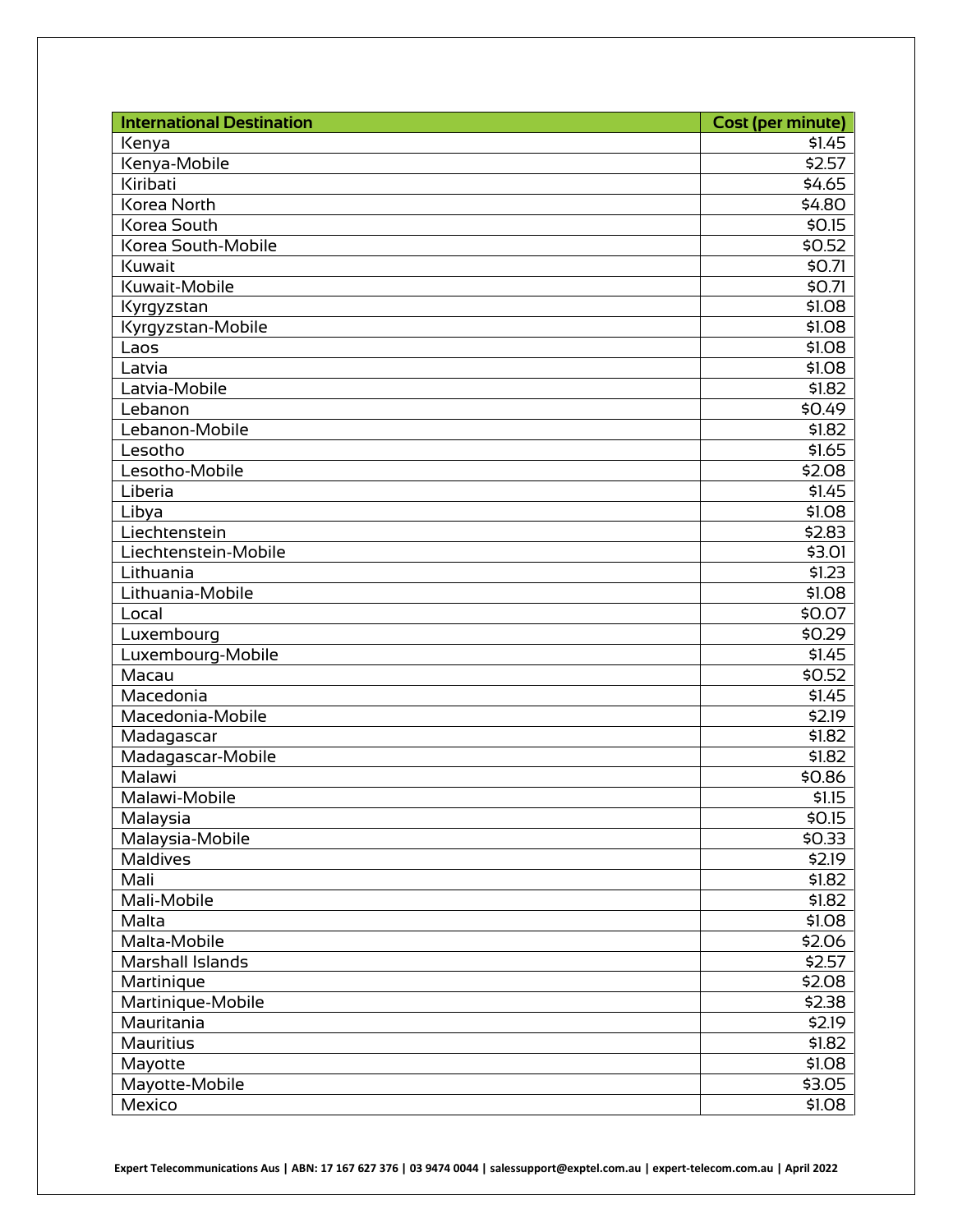| International Destination | Cost (per minute) |
| --- | --- |
| Kenya | $1.45 |
| Kenya-Mobile | $2.57 |
| Kiribati | $4.65 |
| Korea North | $4.80 |
| Korea South | $0.15 |
| Korea South-Mobile | $0.52 |
| Kuwait | $0.71 |
| Kuwait-Mobile | $0.71 |
| Kyrgyzstan | $1.08 |
| Kyrgyzstan-Mobile | $1.08 |
| Laos | $1.08 |
| Latvia | $1.08 |
| Latvia-Mobile | $1.82 |
| Lebanon | $0.49 |
| Lebanon-Mobile | $1.82 |
| Lesotho | $1.65 |
| Lesotho-Mobile | $2.08 |
| Liberia | $1.45 |
| Libya | $1.08 |
| Liechtenstein | $2.83 |
| Liechtenstein-Mobile | $3.01 |
| Lithuania | $1.23 |
| Lithuania-Mobile | $1.08 |
| Local | $0.07 |
| Luxembourg | $0.29 |
| Luxembourg-Mobile | $1.45 |
| Macau | $0.52 |
| Macedonia | $1.45 |
| Macedonia-Mobile | $2.19 |
| Madagascar | $1.82 |
| Madagascar-Mobile | $1.82 |
| Malawi | $0.86 |
| Malawi-Mobile | $1.15 |
| Malaysia | $0.15 |
| Malaysia-Mobile | $0.33 |
| Maldives | $2.19 |
| Mali | $1.82 |
| Mali-Mobile | $1.82 |
| Malta | $1.08 |
| Malta-Mobile | $2.06 |
| Marshall Islands | $2.57 |
| Martinique | $2.08 |
| Martinique-Mobile | $2.38 |
| Mauritania | $2.19 |
| Mauritius | $1.82 |
| Mayotte | $1.08 |
| Mayotte-Mobile | $3.05 |
| Mexico | $1.08 |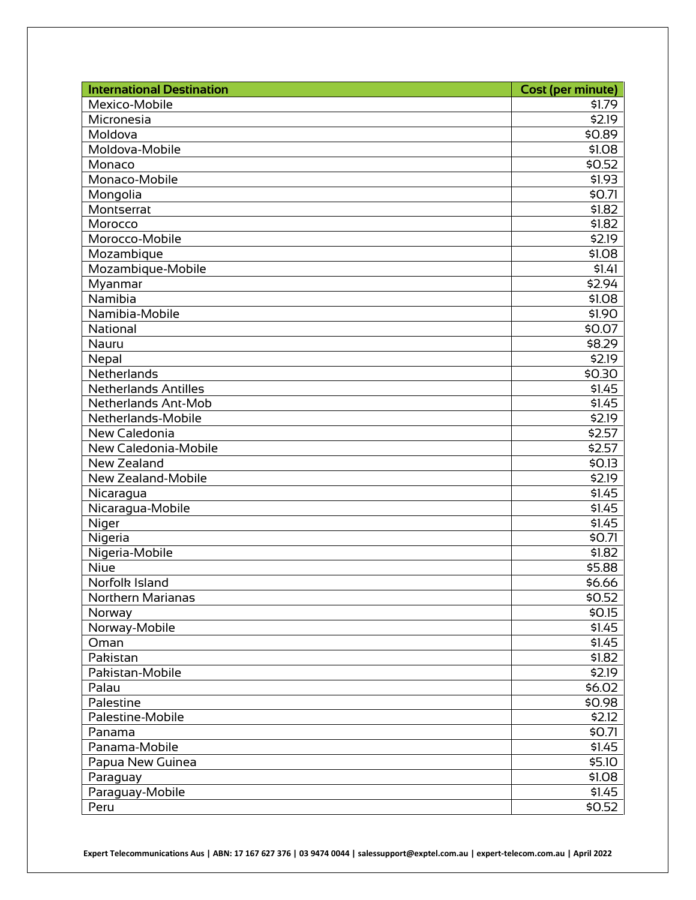| International Destination | Cost (per minute) |
|---|---|
| Mexico-Mobile | $1.79 |
| Micronesia | $2.19 |
| Moldova | $0.89 |
| Moldova-Mobile | $1.08 |
| Monaco | $0.52 |
| Monaco-Mobile | $1.93 |
| Mongolia | $0.71 |
| Montserrat | $1.82 |
| Morocco | $1.82 |
| Morocco-Mobile | $2.19 |
| Mozambique | $1.08 |
| Mozambique-Mobile | $1.41 |
| Myanmar | $2.94 |
| Namibia | $1.08 |
| Namibia-Mobile | $1.90 |
| National | $0.07 |
| Nauru | $8.29 |
| Nepal | $2.19 |
| Netherlands | $0.30 |
| Netherlands Antilles | $1.45 |
| Netherlands Ant-Mob | $1.45 |
| Netherlands-Mobile | $2.19 |
| New Caledonia | $2.57 |
| New Caledonia-Mobile | $2.57 |
| New Zealand | $0.13 |
| New Zealand-Mobile | $2.19 |
| Nicaragua | $1.45 |
| Nicaragua-Mobile | $1.45 |
| Niger | $1.45 |
| Nigeria | $0.71 |
| Nigeria-Mobile | $1.82 |
| Niue | $5.88 |
| Norfolk Island | $6.66 |
| Northern Marianas | $0.52 |
| Norway | $0.15 |
| Norway-Mobile | $1.45 |
| Oman | $1.45 |
| Pakistan | $1.82 |
| Pakistan-Mobile | $2.19 |
| Palau | $6.02 |
| Palestine | $0.98 |
| Palestine-Mobile | $2.12 |
| Panama | $0.71 |
| Panama-Mobile | $1.45 |
| Papua New Guinea | $5.10 |
| Paraguay | $1.08 |
| Paraguay-Mobile | $1.45 |
| Peru | $0.52 |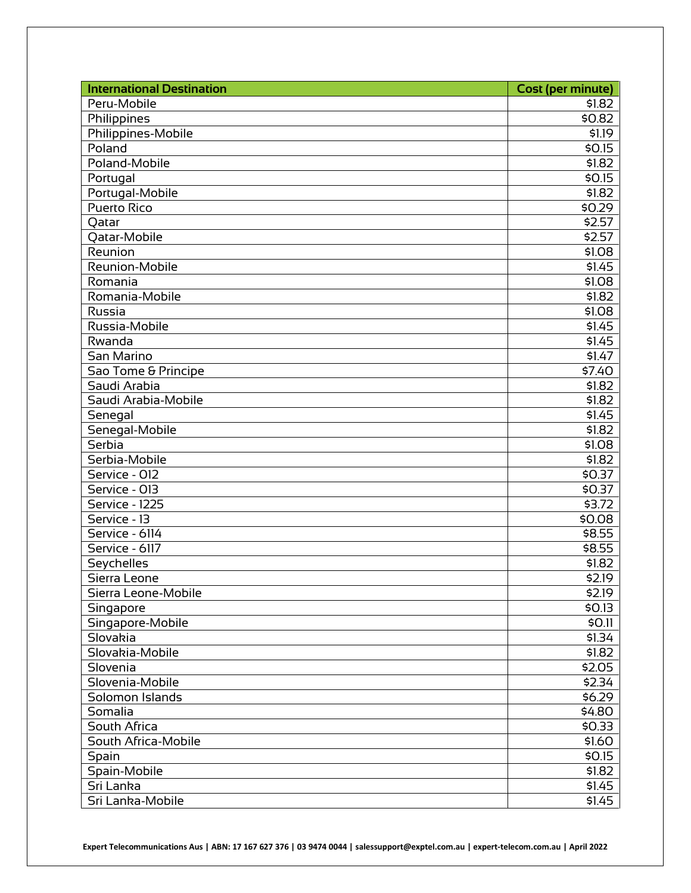| International Destination | Cost (per minute) |
|---|---|
| Peru-Mobile | $1.82 |
| Philippines | $0.82 |
| Philippines-Mobile | $1.19 |
| Poland | $0.15 |
| Poland-Mobile | $1.82 |
| Portugal | $0.15 |
| Portugal-Mobile | $1.82 |
| Puerto Rico | $0.29 |
| Qatar | $2.57 |
| Qatar-Mobile | $2.57 |
| Reunion | $1.08 |
| Reunion-Mobile | $1.45 |
| Romania | $1.08 |
| Romania-Mobile | $1.82 |
| Russia | $1.08 |
| Russia-Mobile | $1.45 |
| Rwanda | $1.45 |
| San Marino | $1.47 |
| Sao Tome & Principe | $7.40 |
| Saudi Arabia | $1.82 |
| Saudi Arabia-Mobile | $1.82 |
| Senegal | $1.45 |
| Senegal-Mobile | $1.82 |
| Serbia | $1.08 |
| Serbia-Mobile | $1.82 |
| Service - 012 | $0.37 |
| Service - 013 | $0.37 |
| Service - 1225 | $3.72 |
| Service - 13 | $0.08 |
| Service - 6114 | $8.55 |
| Service - 6117 | $8.55 |
| Seychelles | $1.82 |
| Sierra Leone | $2.19 |
| Sierra Leone-Mobile | $2.19 |
| Singapore | $0.13 |
| Singapore-Mobile | $0.11 |
| Slovakia | $1.34 |
| Slovakia-Mobile | $1.82 |
| Slovenia | $2.05 |
| Slovenia-Mobile | $2.34 |
| Solomon Islands | $6.29 |
| Somalia | $4.80 |
| South Africa | $0.33 |
| South Africa-Mobile | $1.60 |
| Spain | $0.15 |
| Spain-Mobile | $1.82 |
| Sri Lanka | $1.45 |
| Sri Lanka-Mobile | $1.45 |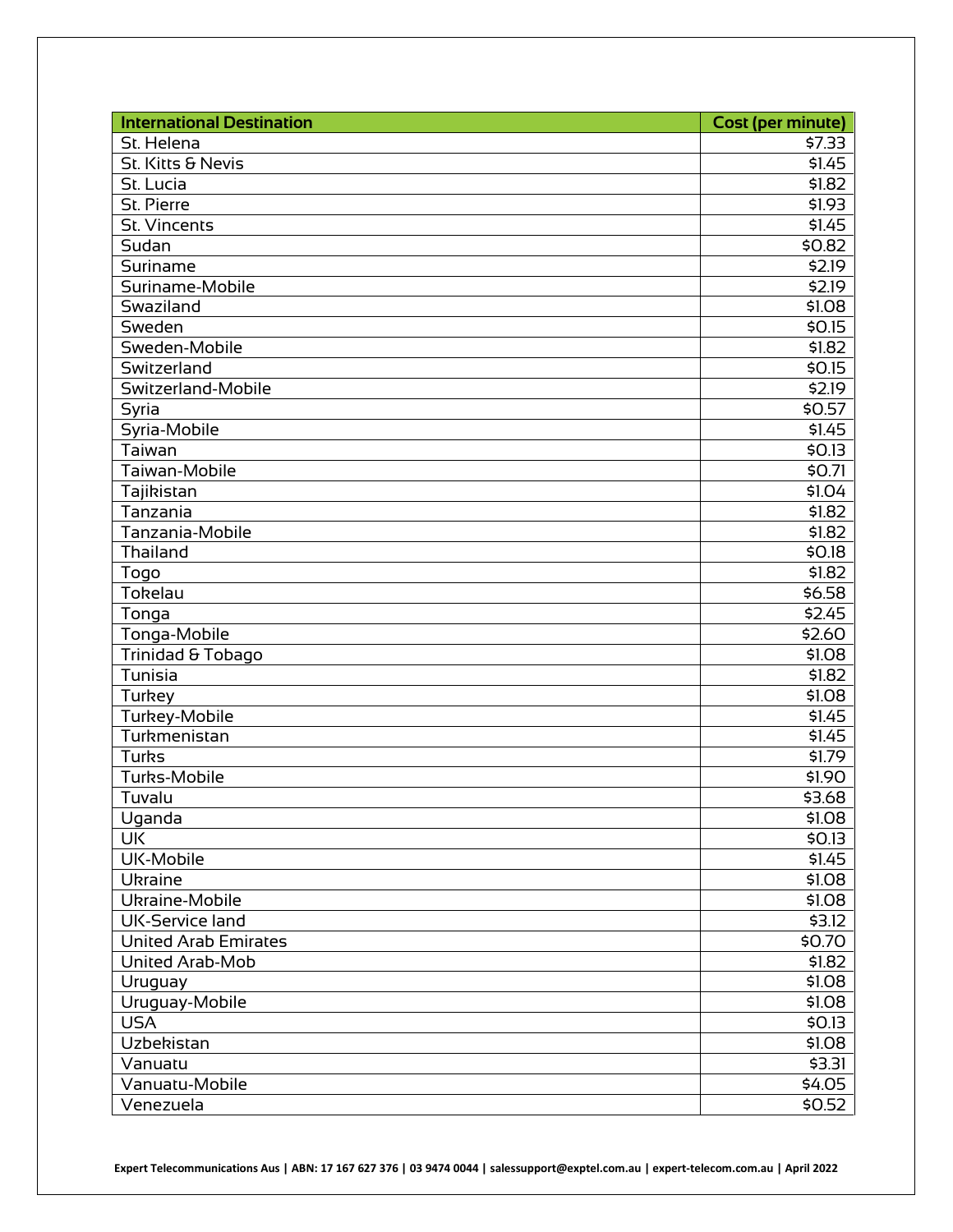| International Destination | Cost (per minute) |
|---|---|
| St. Helena | $7.33 |
| St. Kitts & Nevis | $1.45 |
| St. Lucia | $1.82 |
| St. Pierre | $1.93 |
| St. Vincents | $1.45 |
| Sudan | $0.82 |
| Suriname | $2.19 |
| Suriname-Mobile | $2.19 |
| Swaziland | $1.08 |
| Sweden | $0.15 |
| Sweden-Mobile | $1.82 |
| Switzerland | $0.15 |
| Switzerland-Mobile | $2.19 |
| Syria | $0.57 |
| Syria-Mobile | $1.45 |
| Taiwan | $0.13 |
| Taiwan-Mobile | $0.71 |
| Tajikistan | $1.04 |
| Tanzania | $1.82 |
| Tanzania-Mobile | $1.82 |
| Thailand | $0.18 |
| Togo | $1.82 |
| Tokelau | $6.58 |
| Tonga | $2.45 |
| Tonga-Mobile | $2.60 |
| Trinidad & Tobago | $1.08 |
| Tunisia | $1.82 |
| Turkey | $1.08 |
| Turkey-Mobile | $1.45 |
| Turkmenistan | $1.45 |
| Turks | $1.79 |
| Turks-Mobile | $1.90 |
| Tuvalu | $3.68 |
| Uganda | $1.08 |
| UK | $0.13 |
| UK-Mobile | $1.45 |
| Ukraine | $1.08 |
| Ukraine-Mobile | $1.08 |
| UK-Service land | $3.12 |
| United Arab Emirates | $0.70 |
| United Arab-Mob | $1.82 |
| Uruguay | $1.08 |
| Uruguay-Mobile | $1.08 |
| USA | $0.13 |
| Uzbekistan | $1.08 |
| Vanuatu | $3.31 |
| Vanuatu-Mobile | $4.05 |
| Venezuela | $0.52 |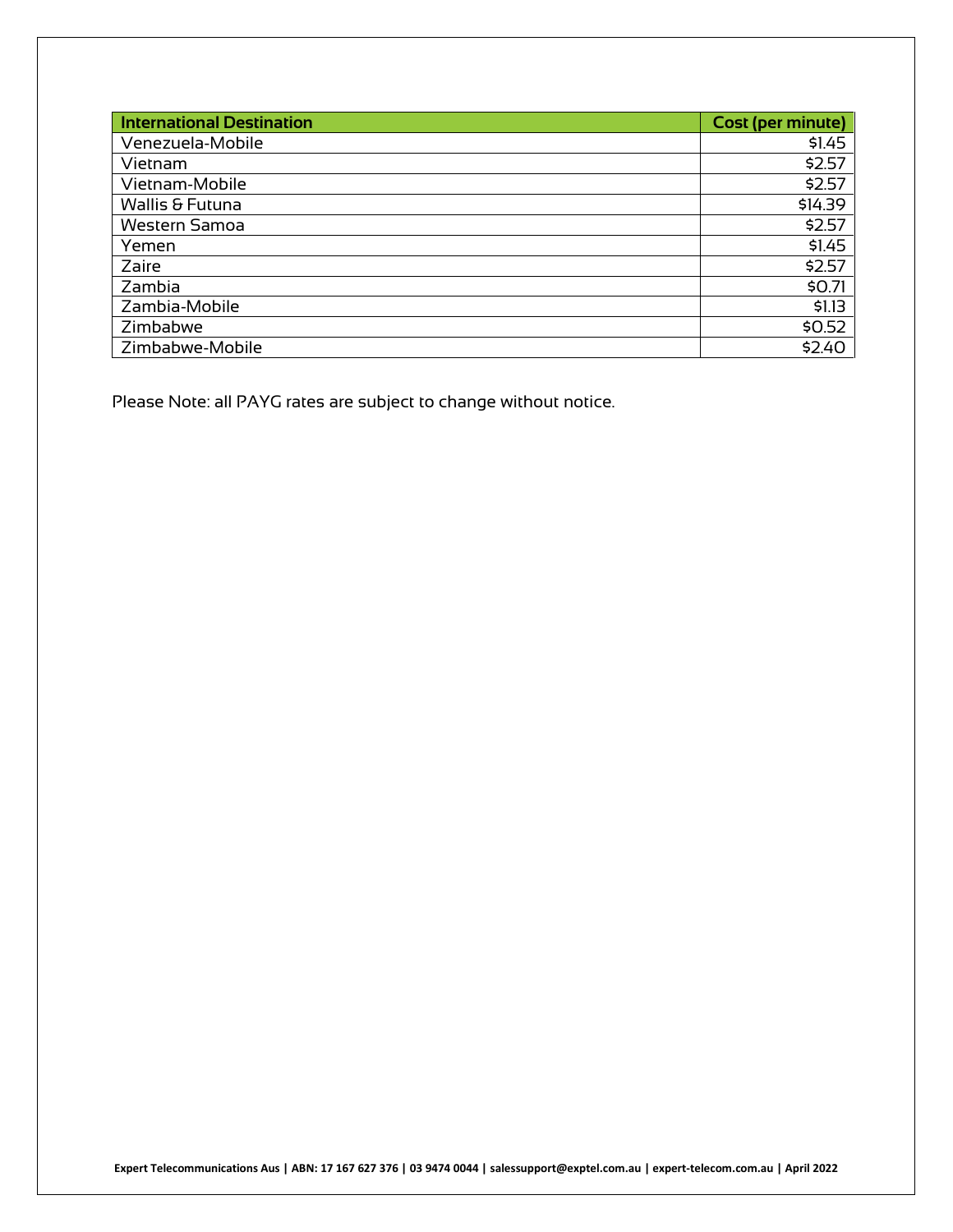| International Destination | Cost (per minute) |
| --- | --- |
| Venezuela-Mobile | $1.45 |
| Vietnam | $2.57 |
| Vietnam-Mobile | $2.57 |
| Wallis & Futuna | $14.39 |
| Western Samoa | $2.57 |
| Yemen | $1.45 |
| Zaire | $2.57 |
| Zambia | $0.71 |
| Zambia-Mobile | $1.13 |
| Zimbabwe | $0.52 |
| Zimbabwe-Mobile | $2.40 |

Please Note: all PAYG rates are subject to change without notice.